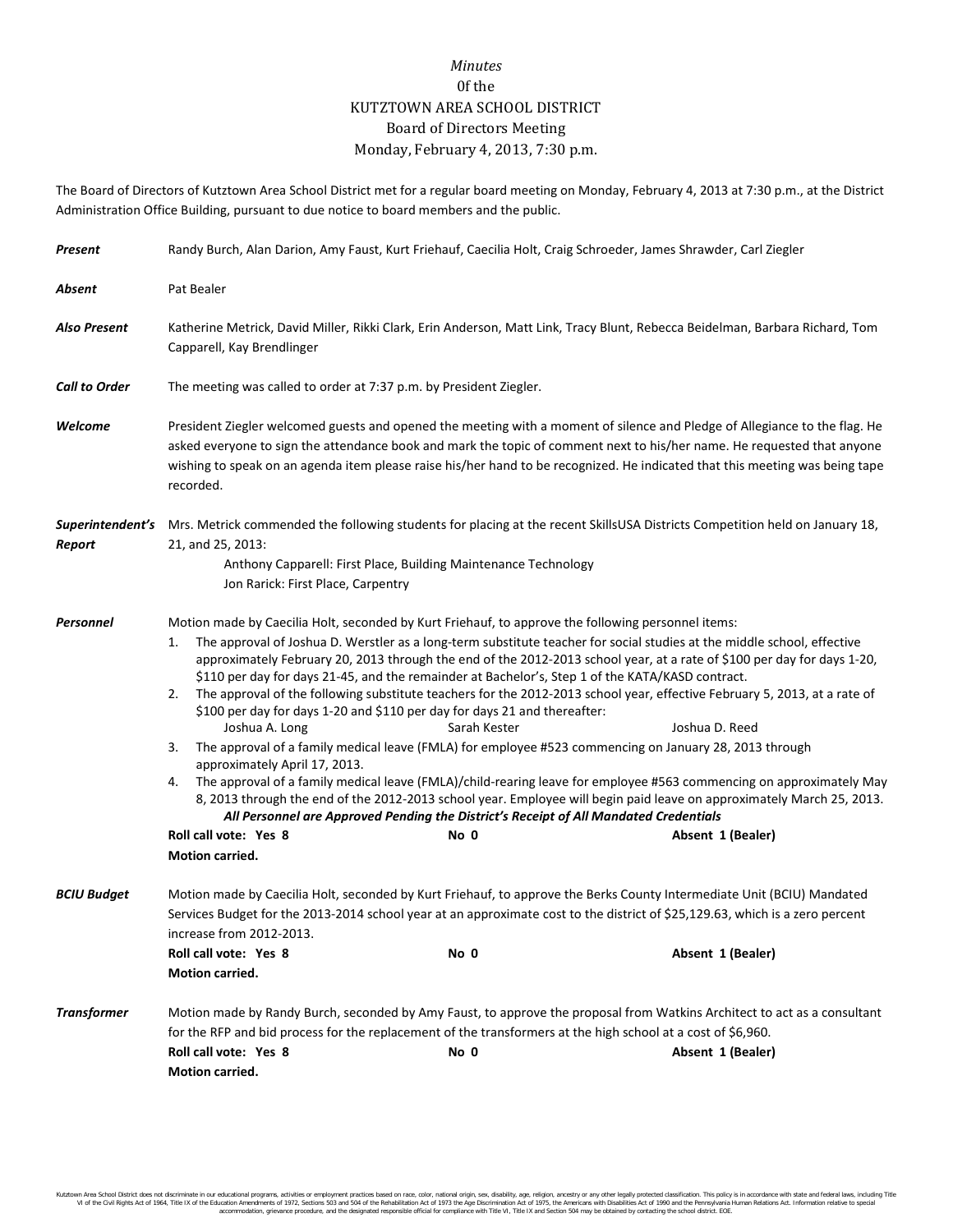*Minutes*
0f the
KUTZTOWN AREA SCHOOL DISTRICT
Board of Directors Meeting
Monday, February 4, 2013, 7:30 p.m.

The Board of Directors of Kutztown Area School District met for a regular board meeting on Monday, February 4, 2013 at 7:30 p.m., at the District Administration Office Building, pursuant to due notice to board members and the public.

***Present*** Randy Burch, Alan Darion, Amy Faust, Kurt Friehauf, Caecilia Holt, Craig Schroeder, James Shrawder, Carl Ziegler

***Absent*** Pat Bealer

***Also Present*** Katherine Metrick, David Miller, Rikki Clark, Erin Anderson, Matt Link, Tracy Blunt, Rebecca Beidelman, Barbara Richard, Tom Capparell, Kay Brendlinger

***Call to Order*** The meeting was called to order at 7:37 p.m. by President Ziegler.

***Welcome*** President Ziegler welcomed guests and opened the meeting with a moment of silence and Pledge of Allegiance to the flag. He asked everyone to sign the attendance book and mark the topic of comment next to his/her name. He requested that anyone wishing to speak on an agenda item please raise his/her hand to be recognized. He indicated that this meeting was being tape recorded.

***Superintendent's Report*** Mrs. Metrick commended the following students for placing at the recent SkillsUSA Districts Competition held on January 18, 21, and 25, 2013:

Anthony Capparell: First Place, Building Maintenance Technology
Jon Rarick: First Place, Carpentry

***Personnel*** Motion made by Caecilia Holt, seconded by Kurt Friehauf, to approve the following personnel items:

1. The approval of Joshua D. Werstler as a long-term substitute teacher for social studies at the middle school, effective approximately February 20, 2013 through the end of the 2012-2013 school year, at a rate of $100 per day for days 1-20, $110 per day for days 21-45, and the remainder at Bachelor's, Step 1 of the KATA/KASD contract.
2. The approval of the following substitute teachers for the 2012-2013 school year, effective February 5, 2013, at a rate of $100 per day for days 1-20 and $110 per day for days 21 and thereafter:
   Joshua A. Long    Sarah Kester    Joshua D. Reed
3. The approval of a family medical leave (FMLA) for employee #523 commencing on January 28, 2013 through approximately April 17, 2013.
4. The approval of a family medical leave (FMLA)/child-rearing leave for employee #563 commencing on approximately May 8, 2013 through the end of the 2012-2013 school year. Employee will begin paid leave on approximately March 25, 2013.

***All Personnel are Approved Pending the District's Receipt of All Mandated Credentials***

**Roll call vote: Yes 8    No 0    Absent 1 (Bealer)**
**Motion carried.**

***BCIU Budget*** Motion made by Caecilia Holt, seconded by Kurt Friehauf, to approve the Berks County Intermediate Unit (BCIU) Mandated Services Budget for the 2013-2014 school year at an approximate cost to the district of $25,129.63, which is a zero percent increase from 2012-2013.

**Roll call vote: Yes 8    No 0    Absent 1 (Bealer)**
**Motion carried.**

***Transformer*** Motion made by Randy Burch, seconded by Amy Faust, to approve the proposal from Watkins Architect to act as a consultant for the RFP and bid process for the replacement of the transformers at the high school at a cost of $6,960.

**Roll call vote: Yes 8    No 0    Absent 1 (Bealer)**
**Motion carried.**

Kutztown Area School District does not discriminate in our educational programs, activities or employment practices based on race, color, national origin, sex, disability, age, religion, ancestry or any other legally protected classification. This policy is in accordance with state and federal laws, including Title VI of the Civil Rights Act of 1964, Title IX of the Education Amendments of 1972, Sections 503 and 504 of the Rehabilitation Act of 1973 the Age Discrimination Act of 1975, the Americans with Disabilities Act of 1990 and the Pennsylvania Human Relations Act. Information relative to special accommodation, grievance procedure, and the designated responsible official for compliance with Title VI, Title IX and Section 504 may be obtained by contacting the school district. EOE.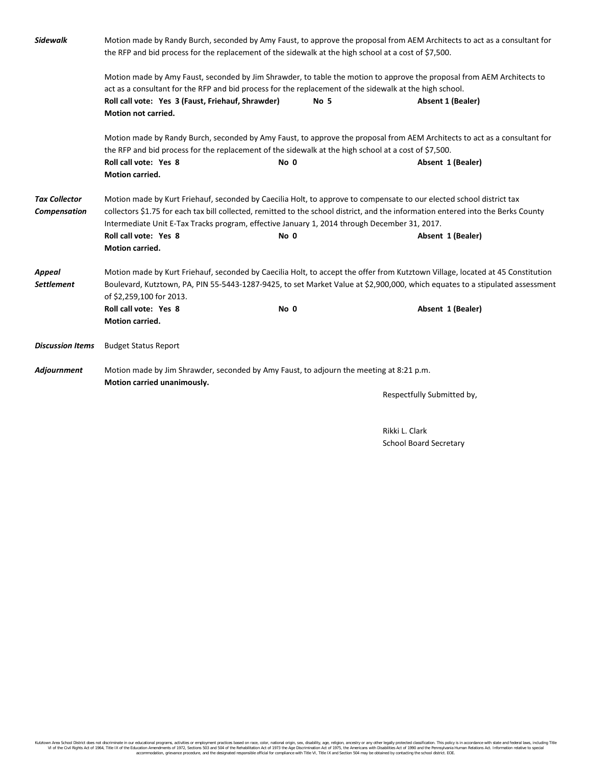***Sidewalk***

Motion made by Randy Burch, seconded by Amy Faust, to approve the proposal from AEM Architects to act as a consultant for the RFP and bid process for the replacement of the sidewalk at the high school at a cost of $7,500.

Motion made by Amy Faust, seconded by Jim Shrawder, to table the motion to approve the proposal from AEM Architects to act as a consultant for the RFP and bid process for the replacement of the sidewalk at the high school.

**Roll call vote: Yes 3 (Faust, Friehauf, Shrawder) No 5 Absent 1 (Bealer)**
**Motion not carried.**

Motion made by Randy Burch, seconded by Amy Faust, to approve the proposal from AEM Architects to act as a consultant for the RFP and bid process for the replacement of the sidewalk at the high school at a cost of $7,500.

**Roll call vote: Yes 8 No 0 Absent 1 (Bealer)**
**Motion carried.**

***Tax Collector Compensation***

Motion made by Kurt Friehauf, seconded by Caecilia Holt, to approve to compensate to our elected school district tax collectors $1.75 for each tax bill collected, remitted to the school district, and the information entered into the Berks County Intermediate Unit E-Tax Tracks program, effective January 1, 2014 through December 31, 2017.

**Roll call vote: Yes 8 No 0 Absent 1 (Bealer)**
**Motion carried.**

***Appeal Settlement***

Motion made by Kurt Friehauf, seconded by Caecilia Holt, to accept the offer from Kutztown Village, located at 45 Constitution Boulevard, Kutztown, PA, PIN 55-5443-1287-9425, to set Market Value at $2,900,000, which equates to a stipulated assessment of $2,259,100 for 2013.

**Roll call vote: Yes 8 No 0 Absent 1 (Bealer)**
**Motion carried.**

***Discussion Items***

Budget Status Report

***Adjournment***

Motion made by Jim Shrawder, seconded by Amy Faust, to adjourn the meeting at 8:21 p.m.
**Motion carried unanimously.**

Respectfully Submitted by,

Rikki L. Clark
School Board Secretary

Kutztown Area School District does not discriminate in our educational programs, activities or employment practices based on race, color, national origin, sex, disability, age, religion, ancestry or any other legally protected classification. This policy is in accordance with state and federal laws, including Title VI of the Civil Rights Act of 1964, Title IX of the Education Amendments of 1972, Sections 503 and 504 of the Rehabilitation Act of 1973 the Age Discrimination Act of 1975, the Americans with Disabilities Act of 1990 and the Pennsylvania Human Relations Act. Information relative to special accommodation, grievance procedure, and the designated responsible official for compliance with Title VI, Title IX and Section 504 may be obtained by contacting the school district. EOE.